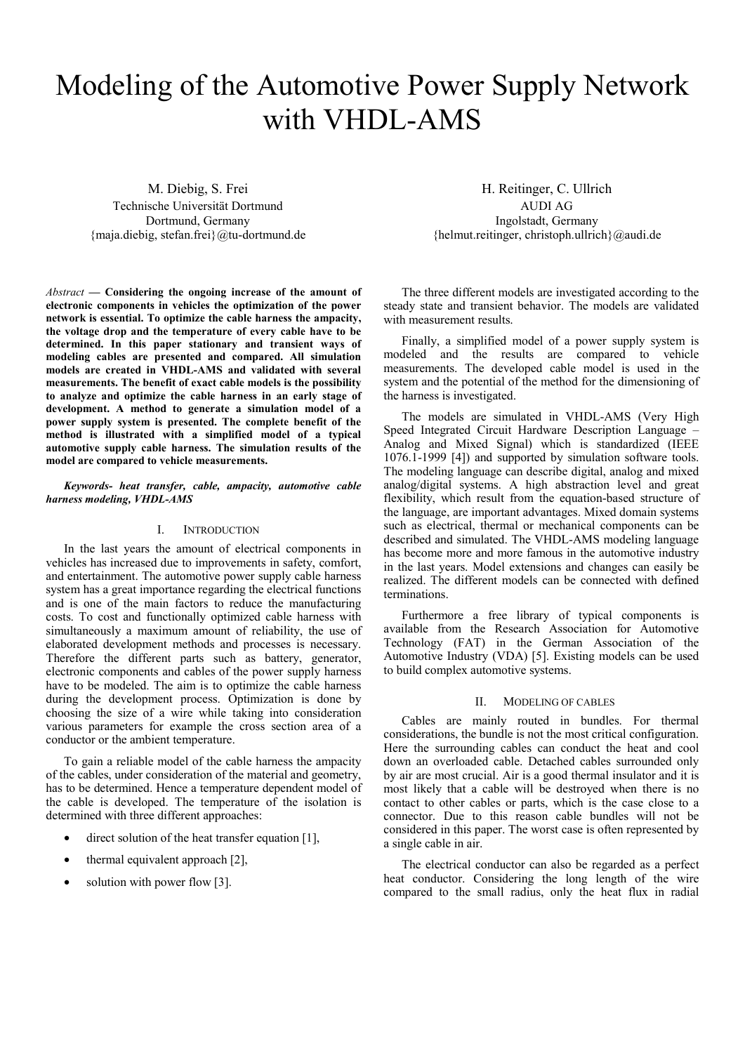# Modeling of the Automotive Power Supply Network with VHDL-AMS

M. Diebig, S. Frei
Technische Universität Dortmund
Dortmund, Germany
{maja.diebig, stefan.frei}@tu-dortmund.de

H. Reitinger, C. Ullrich
AUDI AG
Ingolstadt, Germany
{helmut.reitinger, christoph.ullrich}@audi.de

*Abstract* **— Considering the ongoing increase of the amount of electronic components in vehicles the optimization of the power network is essential. To optimize the cable harness the ampacity, the voltage drop and the temperature of every cable have to be determined. In this paper stationary and transient ways of modeling cables are presented and compared. All simulation models are created in VHDL-AMS and validated with several measurements. The benefit of exact cable models is the possibility to analyze and optimize the cable harness in an early stage of development. A method to generate a simulation model of a power supply system is presented. The complete benefit of the method is illustrated with a simplified model of a typical automotive supply cable harness. The simulation results of the model are compared to vehicle measurements.**

***Keywords- heat transfer, cable, ampacity, automotive cable harness modeling, VHDL-AMS***

## I. Introduction

In the last years the amount of electrical components in vehicles has increased due to improvements in safety, comfort, and entertainment. The automotive power supply cable harness system has a great importance regarding the electrical functions and is one of the main factors to reduce the manufacturing costs. To cost and functionally optimized cable harness with simultaneously a maximum amount of reliability, the use of elaborated development methods and processes is necessary. Therefore the different parts such as battery, generator, electronic components and cables of the power supply harness have to be modeled. The aim is to optimize the cable harness during the development process. Optimization is done by choosing the size of a wire while taking into consideration various parameters for example the cross section area of a conductor or the ambient temperature.

To gain a reliable model of the cable harness the ampacity of the cables, under consideration of the material and geometry, has to be determined. Hence a temperature dependent model of the cable is developed. The temperature of the isolation is determined with three different approaches:

- direct solution of the heat transfer equation [1],
- thermal equivalent approach [2],
- solution with power flow [3].

The three different models are investigated according to the steady state and transient behavior. The models are validated with measurement results.

Finally, a simplified model of a power supply system is modeled and the results are compared to vehicle measurements. The developed cable model is used in the system and the potential of the method for the dimensioning of the harness is investigated.

The models are simulated in VHDL-AMS (Very High Speed Integrated Circuit Hardware Description Language – Analog and Mixed Signal) which is standardized (IEEE 1076.1-1999 [4]) and supported by simulation software tools. The modeling language can describe digital, analog and mixed analog/digital systems. A high abstraction level and great flexibility, which result from the equation-based structure of the language, are important advantages. Mixed domain systems such as electrical, thermal or mechanical components can be described and simulated. The VHDL-AMS modeling language has become more and more famous in the automotive industry in the last years. Model extensions and changes can easily be realized. The different models can be connected with defined terminations.

Furthermore a free library of typical components is available from the Research Association for Automotive Technology (FAT) in the German Association of the Automotive Industry (VDA) [5]. Existing models can be used to build complex automotive systems.

## II. Modeling of Cables

Cables are mainly routed in bundles. For thermal considerations, the bundle is not the most critical configuration. Here the surrounding cables can conduct the heat and cool down an overloaded cable. Detached cables surrounded only by air are most crucial. Air is a good thermal insulator and it is most likely that a cable will be destroyed when there is no contact to other cables or parts, which is the case close to a connector. Due to this reason cable bundles will not be considered in this paper. The worst case is often represented by a single cable in air.

The electrical conductor can also be regarded as a perfect heat conductor. Considering the long length of the wire compared to the small radius, only the heat flux in radial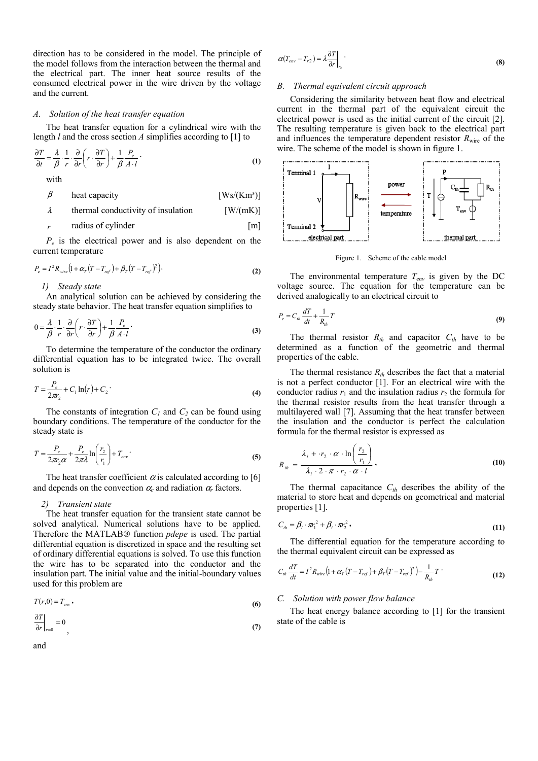direction has to be considered in the model. The principle of the model follows from the interaction between the thermal and the electrical part. The inner heat source results of the consumed electrical power in the wire driven by the voltage and the current.

### *A. Solution of the heat transfer equation*

The heat transfer equation for a cylindrical wire with the length $l$ and the cross section $A$ simplifies according to [1] to

$$\frac{\partial T}{\partial t} = \frac{\lambda}{\beta} \cdot \frac{1}{r} \cdot \frac{\partial}{\partial r}\left(r \cdot \frac{\partial T}{\partial r}\right) + \frac{1}{\beta}\frac{P_e}{A \cdot l} \cdot \tag{1}$$

with

| | | |
|---|---|---|
| $\beta$ | heat capacity | [Ws/(Km³)] |
| $\lambda$ | thermal conductivity of insulation | [W/(mK)] |
| $r$ | radius of cylinder | [m] |

$P_e$ is the electrical power and is also dependent on the current temperature

$$P_e = I^2 R_{wire}\left(1 + \alpha_T\left(T - T_{ref}\right) + \beta_T\left(T - T_{ref}\right)^2\right). \tag{2}$$

#### *1) Steady state*

An analytical solution can be achieved by considering the steady state behavior. The heat transfer equation simplifies to

$$0 = \frac{\lambda}{\beta} \cdot \frac{1}{r} \cdot \frac{\partial}{\partial r}\left(r \cdot \frac{\partial T}{\partial r}\right) + \frac{1}{\beta}\frac{P_e}{A \cdot l} \cdot \tag{3}$$

To determine the temperature of the conductor the ordinary differential equation has to be integrated twice. The overall solution is

$$T = \frac{P_e}{2\pi r_2} + C_1 \ln(r) + C_2 \cdot \tag{4}$$

The constants of integration $C_1$ and $C_2$ can be found using boundary conditions. The temperature of the conductor for the steady state is

$$T = \frac{P_e}{2\pi r_2 \alpha} + \frac{P_e}{2\pi\lambda}\ln\left(\frac{r_2}{r_1}\right) + T_{env} \cdot \tag{5}$$

The heat transfer coefficient $\alpha$ is calculated according to [6] and depends on the convection $\alpha_c$ and radiation $\alpha_r$ factors.

#### *2) Transient state*

The heat transfer equation for the transient state cannot be solved analytical. Numerical solutions have to be applied. Therefore the MATLAB® function *pdepe* is used. The partial differential equation is discretized in space and the resulting set of ordinary differential equations is solved. To use this function the wire has to be separated into the conductor and the insulation part. The initial value and the initial-boundary values used for this problem are

$$T(r,0) = T_{env}, \tag{6}$$

$$\left.\frac{\partial T}{\partial r}\right|_{r=0} = 0 \quad , \tag{7}$$

and

$$\alpha(T_{env} - T_{r2}) = \lambda \left.\frac{\partial T}{\partial r}\right|_{r_2} \cdot \tag{8}$$

### *B. Thermal equivalent circuit approach*

Considering the similarity between heat flow and electrical current in the thermal part of the equivalent circuit the electrical power is used as the initial current of the circuit [2]. The resulting temperature is given back to the electrical part and influences the temperature dependent resistor $R_{wire}$ of the wire. The scheme of the model is shown in figure 1.

Figure 1. Scheme of the cable model

The environmental temperature $T_{env}$ is given by the DC voltage source. The equation for the temperature can be derived analogically to an electrical circuit to

$$P_e = C_{th}\frac{dT}{dt} + \frac{1}{R_{th}}T \tag{9}$$

The thermal resistor $R_{th}$ and capacitor $C_{th}$ have to be determined as a function of the geometric and thermal properties of the cable.

The thermal resistance $R_{th}$ describes the fact that a material is not a perfect conductor [1]. For an electrical wire with the conductor radius $r_1$ and the insulation radius $r_2$ the formula for the thermal resistor results from the heat transfer through a multilayered wall [7]. Assuming that the heat transfer between the insulation and the conductor is perfect the calculation formula for the thermal resistor is expressed as

$$R_{th} = \frac{\lambda_i + \cdot r_2 \cdot \alpha \cdot \ln\left(\frac{r_2}{r_1}\right)}{\lambda_i \cdot 2 \cdot \pi \cdot r_2 \cdot \alpha \cdot l}, \tag{10}$$

The thermal capacitance $C_{th}$ describes the ability of the material to store heat and depends on geometrical and material properties [1].

$$C_{th} = \beta_l \cdot \pi r_1^2 + \beta_i \cdot \pi r_2^2, \tag{11}$$

The differential equation for the temperature according to the thermal equivalent circuit can be expressed as

$$C_{th}\frac{dT}{dt} = I^2 R_{wire}\left(1 + \alpha_T\left(T - T_{ref}\right) + \beta_T\left(T - T_{ref}\right)^2\right) - \frac{1}{R_{th}}T \cdot \tag{12}$$

### *C. Solution with power flow balance*

The heat energy balance according to [1] for the transient state of the cable is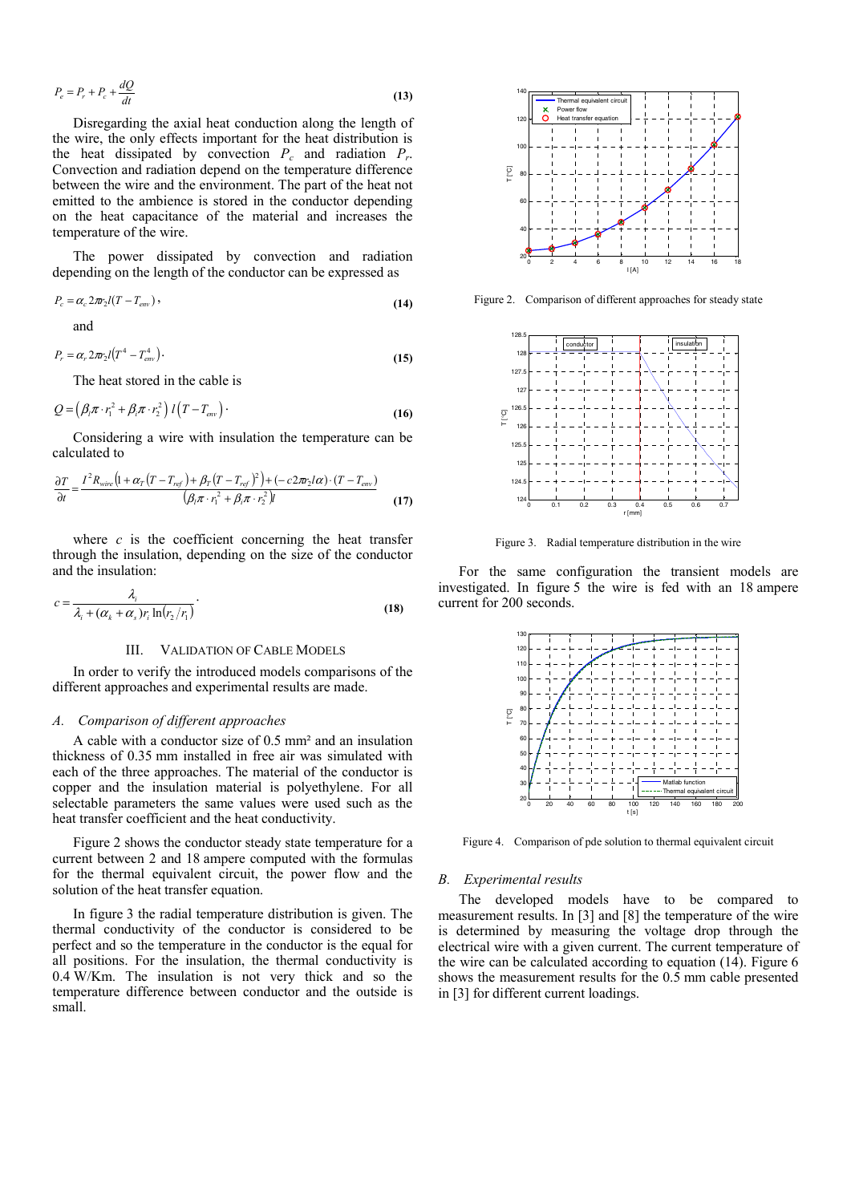$$P_e = P_r + P_c + \frac{dQ}{dt} \tag{13}$$

Disregarding the axial heat conduction along the length of the wire, the only effects important for the heat distribution is the heat dissipated by convection $P_c$ and radiation $P_r$. Convection and radiation depend on the temperature difference between the wire and the environment. The part of the heat not emitted to the ambience is stored in the conductor depending on the heat capacitance of the material and increases the temperature of the wire.

The power dissipated by convection and radiation depending on the length of the conductor can be expressed as

$$P_c = \alpha_c 2\pi r_2 l (T - T_{env}), \tag{14}$$

and

$$P_r = \alpha_r 2\pi r_2 l \left(T^4 - T_{env}^4\right). \tag{15}$$

The heat stored in the cable is

$$Q = \left(\beta_i \pi \cdot r_1^2 + \beta_i \pi \cdot r_2^2\right) l \left(T - T_{env}\right). \tag{16}$$

Considering a wire with insulation the temperature can be calculated to

$$\frac{\partial T}{\partial t} = \frac{I^2 R_{wire}\left(1 + \alpha_T (T - T_{ref}) + \beta_T (T - T_{ref})^2\right) + (-c 2\pi r_2 l \alpha) \cdot (T - T_{env})}{\left(\beta_i \pi \cdot r_1^2 + \beta_i \pi \cdot r_2^2\right) l} \tag{17}$$

where $c$ is the coefficient concerning the heat transfer through the insulation, depending on the size of the conductor and the insulation:

$$c = \frac{\lambda_i}{\lambda_i + (\alpha_k + \alpha_s) r_i \ln(r_2 / r_1)}. \tag{18}$$

## III. Validation of Cable Models

In order to verify the introduced models comparisons of the different approaches and experimental results are made.

### *A. Comparison of different approaches*

A cable with a conductor size of 0.5 mm² and an insulation thickness of 0.35 mm installed in free air was simulated with each of the three approaches. The material of the conductor is copper and the insulation material is polyethylene. For all selectable parameters the same values were used such as the heat transfer coefficient and the heat conductivity.

Figure 2 shows the conductor steady state temperature for a current between 2 and 18 ampere computed with the formulas for the thermal equivalent circuit, the power flow and the solution of the heat transfer equation.

In figure 3 the radial temperature distribution is given. The thermal conductivity of the conductor is considered to be perfect and so the temperature in the conductor is the equal for all positions. For the insulation, the thermal conductivity is 0.4 W/Km. The insulation is not very thick and so the temperature difference between conductor and the outside is small.

Figure 2. Comparison of different approaches for steady state

Figure 3. Radial temperature distribution in the wire

For the same configuration the transient models are investigated. In figure 5 the wire is fed with an 18 ampere current for 200 seconds.

Figure 4. Comparison of pde solution to thermal equivalent circuit

### *B. Experimental results*

The developed models have to be compared to measurement results. In [3] and [8] the temperature of the wire is determined by measuring the voltage drop through the electrical wire with a given current. The current temperature of the wire can be calculated according to equation (14). Figure 6 shows the measurement results for the 0.5 mm cable presented in [3] for different current loadings.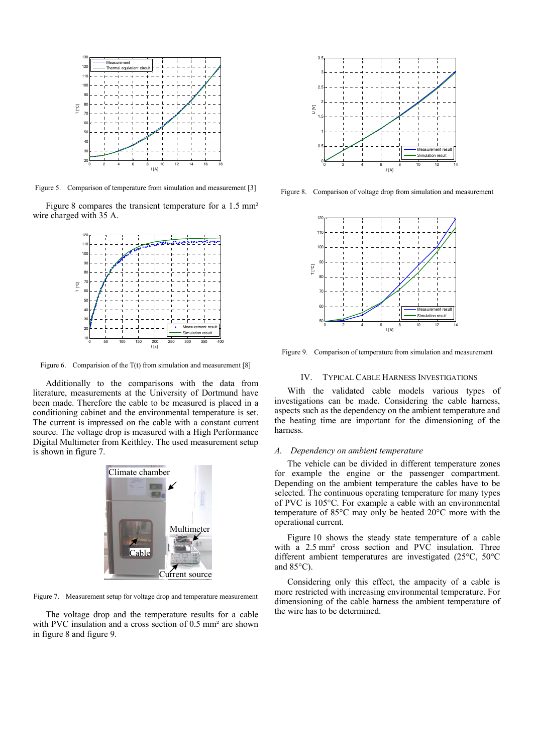Figure 5. Comparison of temperature from simulation and measurement [3]

Figure 8 compares the transient temperature for a 1.5 mm² wire charged with 35 A.

Figure 6. Comparision of the T(t) from simulation and measurement [8]

Additionally to the comparisons with the data from literature, measurements at the University of Dortmund have been made. Therefore the cable to be measured is placed in a conditioning cabinet and the environmental temperature is set. The current is impressed on the cable with a constant current source. The voltage drop is measured with a High Performance Digital Multimeter from Keithley. The used measurement setup is shown in figure 7.

Figure 7. Measurement setup for voltage drop and temperature measurement

The voltage drop and the temperature results for a cable with PVC insulation and a cross section of 0.5 mm² are shown in figure 8 and figure 9.

Figure 8. Comparison of voltage drop from simulation and measurement

Figure 9. Comparison of temperature from simulation and measurement

## IV. Typical Cable Harness Investigations

With the validated cable models various types of investigations can be made. Considering the cable harness, aspects such as the dependency on the ambient temperature and the heating time are important for the dimensioning of the harness.

### *A. Dependency on ambient temperature*

The vehicle can be divided in different temperature zones for example the engine or the passenger compartment. Depending on the ambient temperature the cables have to be selected. The continuous operating temperature for many types of PVC is 105°C. For example a cable with an environmental temperature of 85°C may only be heated 20°C more with the operational current.

Figure 10 shows the steady state temperature of a cable with a 2.5 mm² cross section and PVC insulation. Three different ambient temperatures are investigated (25°C, 50°C and 85°C).

Considering only this effect, the ampacity of a cable is more restricted with increasing environmental temperature. For dimensioning of the cable harness the ambient temperature of the wire has to be determined.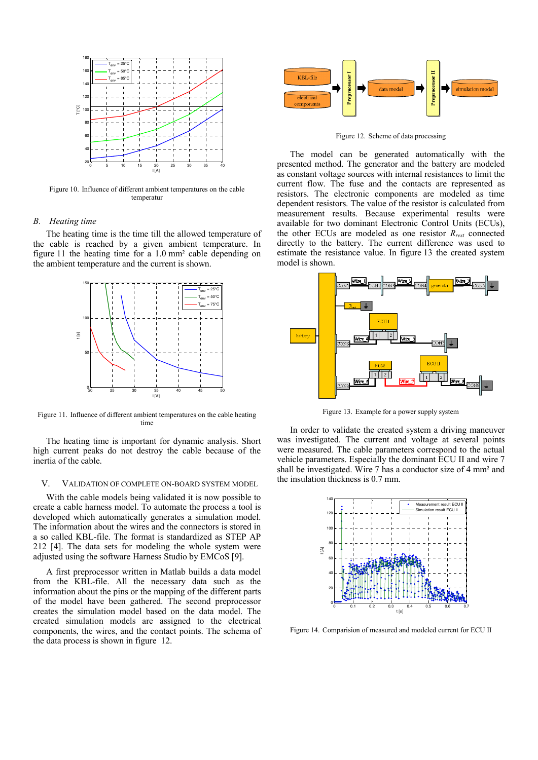Figure 10. Influence of different ambient temperatures on the cable temperatur

### B. *Heating time*

The heating time is the time till the allowed temperature of the cable is reached by a given ambient temperature. In figure 11 the heating time for a 1.0 mm² cable depending on the ambient temperature and the current is shown.

Figure 11. Influence of different ambient temperatures on the cable heating time

The heating time is important for dynamic analysis. Short high current peaks do not destroy the cable because of the inertia of the cable.

## V. Validation of Complete On-Board System Model

With the cable models being validated it is now possible to create a cable harness model. To automate the process a tool is developed which automatically generates a simulation model. The information about the wires and the connectors is stored in a so called KBL-file. The format is standardized as STEP AP 212 [4]. The data sets for modeling the whole system were adjusted using the software Harness Studio by EMCoS [9].

A first preprocessor written in Matlab builds a data model from the KBL-file. All the necessary data such as the information about the pins or the mapping of the different parts of the model have been gathered. The second preprocessor creates the simulation model based on the data model. The created simulation models are assigned to the electrical components, the wires, and the contact points. The schema of the data process is shown in figure 12.

Figure 12. Scheme of data processing

The model can be generated automatically with the presented method. The generator and the battery are modeled as constant voltage sources with internal resistances to limit the current flow. The fuse and the contacts are represented as resistors. The electronic components are modeled as time dependent resistors. The value of the resistor is calculated from measurement results. Because experimental results were available for two dominant Electronic Control Units (ECUs), the other ECUs are modeled as one resistor $R_{rest}$ connected directly to the battery. The current difference was used to estimate the resistance value. In figure 13 the created system model is shown.

Figure 13. Example for a power supply system

In order to validate the created system a driving maneuver was investigated. The current and voltage at several points were measured. The cable parameters correspond to the actual vehicle parameters. Especially the dominant ECU II and wire 7 shall be investigated. Wire 7 has a conductor size of 4 mm² and the insulation thickness is 0.7 mm.

Figure 14. Comparision of measured and modeled current for ECU II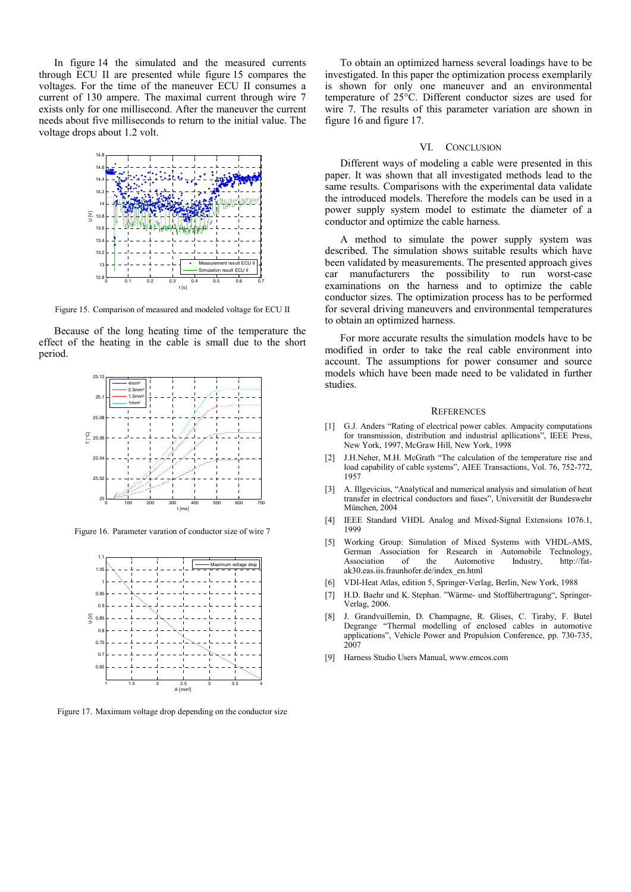In figure 14 the simulated and the measured currents through ECU II are presented while figure 15 compares the voltages. For the time of the maneuver ECU II consumes a current of 130 ampere. The maximal current through wire 7 exists only for one millisecond. After the maneuver the current needs about five milliseconds to return to the initial value. The voltage drops about 1.2 volt.

14.8
14.6
14.4
14.2
14
13.8
13.6
13.4
13.2
13
12.8
U [V]
0
0.1
0.2
0.3
0.4
0.5
0.6
0.7
t [s]
Measurement result ECU II
Simulation result ECU II

Figure 15. Comparison of measured and modeled voltage for ECU II

Because of the long heating time of the temperature the effect of the heating in the cable is small due to the short period.

25.12
25.1
25.08
25.06
25.04
25.02
25
T [°C]
0
100
200
300
400
500
600
700
t [ms]
4mm²
2.5mm²
1.5mm²
1mm²

Figure 16. Parameter varation of conductor size of wire 7

1.1
1.05
1
0.95
0.9
0.85
0.8
0.75
0.7
0.65
U [V]
1
1.5
2
2.5
3
3.5
4
A [mm²]
Maximum voltage drop

Figure 17. Maximum voltage drop depending on the conductor size

To obtain an optimized harness several loadings have to be investigated. In this paper the optimization process exemplarily is shown for only one maneuver and an environmental temperature of 25°C. Different conductor sizes are used for wire 7. The results of this parameter variation are shown in figure 16 and figure 17.

## VI. Conclusion

Different ways of modeling a cable were presented in this paper. It was shown that all investigated methods lead to the same results. Comparisons with the experimental data validate the introduced models. Therefore the models can be used in a power supply system model to estimate the diameter of a conductor and optimize the cable harness.

A method to simulate the power supply system was described. The simulation shows suitable results which have been validated by measurements. The presented approach gives car manufacturers the possibility to run worst-case examinations on the harness and to optimize the cable conductor sizes. The optimization process has to be performed for several driving maneuvers and environmental temperatures to obtain an optimized harness.

For more accurate results the simulation models have to be modified in order to take the real cable environment into account. The assumptions for power consumer and source models which have been made need to be validated in further studies.

## References

[1] G.J. Anders "Rating of electrical power cables. Ampacity computations for transmission, distribution and industrial apllications", IEEE Press, New York, 1997, McGraw Hill, New York, 1998

[2] J.H.Neher, M.H. McGrath "The calculation of the temperature rise and load capability of cable systems", AIEE Transactions, Vol. 76, 752-772, 1957

[3] A. Illgevicius, "Analytical and numerical analysis and simulation of heat transfer in electrical conductors and fuses", Universität der Bundeswehr München, 2004

[4] IEEE Standard VHDL Analog and Mixed-Signal Extensions 1076.1, 1999

[5] Working Group: Simulation of Mixed Systems with VHDL-AMS, German Association for Research in Automobile Technology, Association of the Automotive Industry, http://fat-ak30.eas.iis.fraunhofer.de/index_en.html

[6] VDI-Heat Atlas, edition 5, Springer-Verlag, Berlin, New York, 1988

[7] H.D. Baehr und K. Stephan. "Wärme- und Stoffübertragung", Springer-Verlag, 2006.

[8] J. Grandvuillemin, D. Champagne, R. Glises, C. Tiraby, F. Butel Degrange "Thermal modelling of enclosed cables in automotive applications", Vehicle Power and Propulsion Conference, pp. 730-735, 2007

[9] Harness Studio Users Manual, www.emcos.com